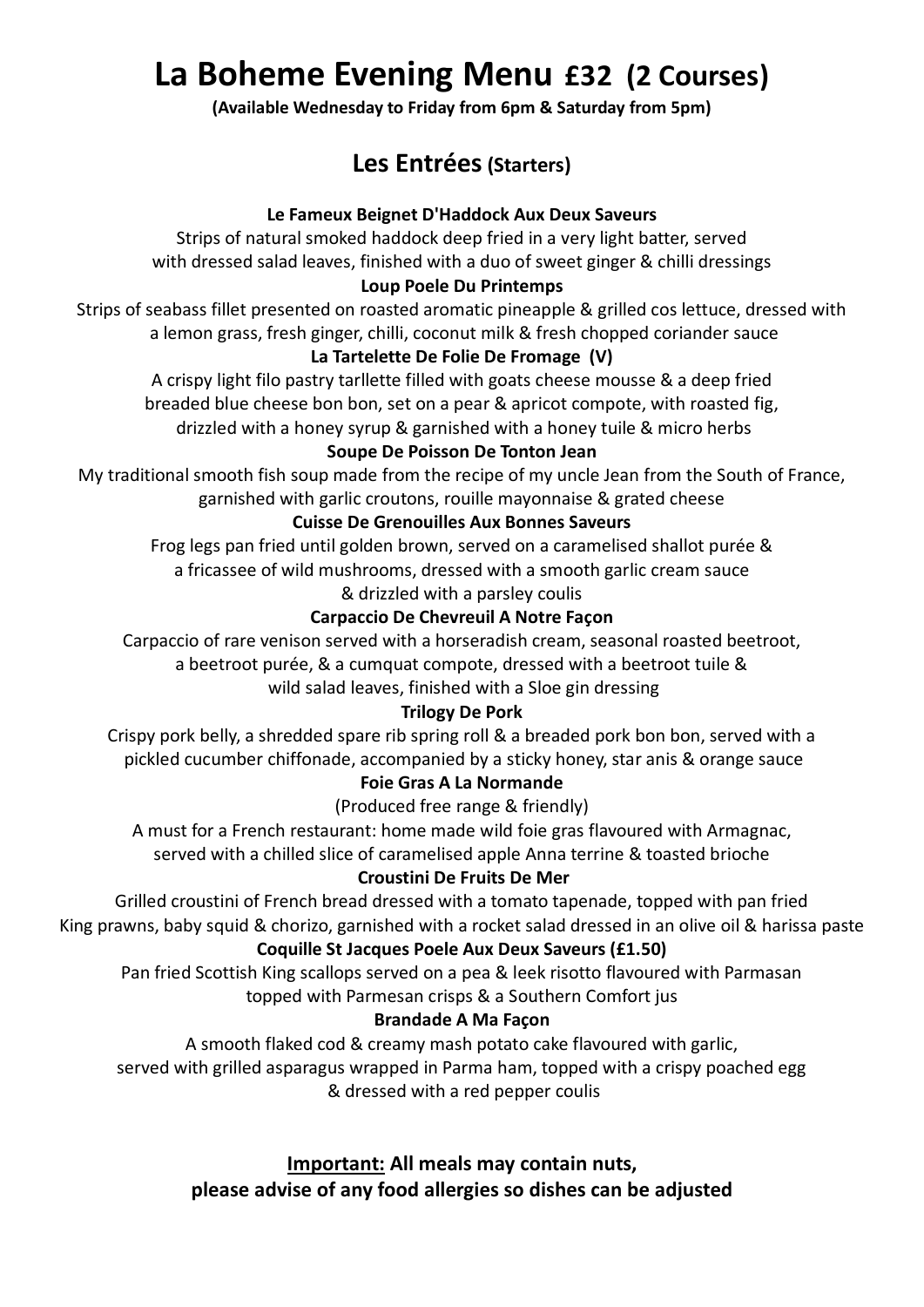# La Boheme Evening Menu £32 (2 Courses)

**(Available Wednesday to Friday from 6pm & Saturday from 5pm)**

## Les Entrées (Starters)

**Le Fameux Beignet D'Haddock Aux Deux Saveurs**

Strips of natural smoked haddock deep fried in a very light batter, served with dressed salad leaves, finished with a duo of sweet ginger & chilli dressings

**Loup Poele Du Printemps**

Strips of seabass fillet presented on roasted aromatic pineapple & grilled cos lettuce, dressed with a lemon grass, fresh ginger, chilli, coconut milk & fresh chopped coriander sauce

**La Tartelette De Folie De Fromage (V)**

A crispy light filo pastry tarllette filled with goats cheese mousse & a deep fried breaded blue cheese bon bon, set on a pear & apricot compote, with roasted fig, drizzled with a honey syrup & garnished with a honey tuile & micro herbs

**Soupe De Poisson De Tonton Jean**

My traditional smooth fish soup made from the recipe of my uncle Jean from the South of France, garnished with garlic croutons, rouille mayonnaise & grated cheese

**Cuisse De Grenouilles Aux Bonnes Saveurs**

Frog legs pan fried until golden brown, served on a caramelised shallot purée & a fricassee of wild mushrooms, dressed with a smooth garlic cream sauce & drizzled with a parsley coulis

**Carpaccio De Chevreuil A Notre Façon**

Carpaccio of rare venison served with a horseradish cream, seasonal roasted beetroot, a beetroot purée, & a cumquat compote, dressed with a beetroot tuile & wild salad leaves, finished with a Sloe gin dressing

**Trilogy De Pork**

Crispy pork belly, a shredded spare rib spring roll & a breaded pork bon bon, served with a pickled cucumber chiffonade, accompanied by a sticky honey, star anis & orange sauce

**Foie Gras A La Normande**

(Produced free range & friendly)

A must for a French restaurant: home made wild foie gras flavoured with Armagnac, served with a chilled slice of caramelised apple Anna terrine & toasted brioche

**Croustini De Fruits De Mer**

Grilled croustini of French bread dressed with a tomato tapenade, topped with pan fried King prawns, baby squid & chorizo, garnished with a rocket salad dressed in an olive oil & harissa paste

**Coquille St Jacques Poele Aux Deux Saveurs (£1.50)**

Pan fried Scottish King scallops served on a pea & leek risotto flavoured with Parmesan topped with Parmesan crisps & a Southern Comfort jus

**Brandade A Ma Façon**

A smooth flaked cod & creamy mash potato cake flavoured with garlic, served with grilled asparagus wrapped in Parma ham, topped with a crispy poached egg & dressed with a red pepper coulis

**<u>Important:</u> All meals may contain nuts, please advise of any food allergies so dishes can be adjusted**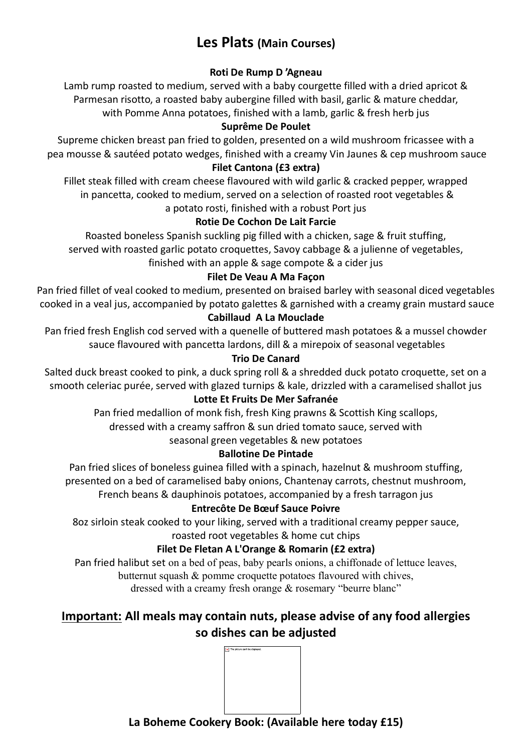# Les Plats (Main Courses)

**Roti De Rump D 'Agneau**

Lamb rump roasted to medium, served with a baby courgette filled with a dried apricot & Parmesan risotto, a roasted baby aubergine filled with basil, garlic & mature cheddar, with Pomme Anna potatoes, finished with a lamb, garlic & fresh herb jus

**Suprême De Poulet**

Supreme chicken breast pan fried to golden, presented on a wild mushroom fricassee with a pea mousse & sautéed potato wedges, finished with a creamy Vin Jaunes & cep mushroom sauce

**Filet Cantona (£3 extra)**

Fillet steak filled with cream cheese flavoured with wild garlic & cracked pepper, wrapped in pancetta, cooked to medium, served on a selection of roasted root vegetables & a potato rosti, finished with a robust Port jus

**Rotie De Cochon De Lait Farcie**

Roasted boneless Spanish suckling pig filled with a chicken, sage & fruit stuffing, served with roasted garlic potato croquettes, Savoy cabbage & a julienne of vegetables, finished with an apple & sage compote & a cider jus

**Filet De Veau A Ma Façon**

Pan fried fillet of veal cooked to medium, presented on braised barley with seasonal diced vegetables cooked in a veal jus, accompanied by potato galettes & garnished with a creamy grain mustard sauce

**Cabillaud A La Mouclade**

Pan fried fresh English cod served with a quenelle of buttered mash potatoes & a mussel chowder sauce flavoured with pancetta lardons, dill & a mirepoix of seasonal vegetables

**Trio De Canard**

Salted duck breast cooked to pink, a duck spring roll & a shredded duck potato croquette, set on a smooth celeriac purée, served with glazed turnips & kale, drizzled with a caramelised shallot jus

**Lotte Et Fruits De Mer Safranée**

Pan fried medallion of monk fish, fresh King prawns & Scottish King scallops, dressed with a creamy saffron & sun dried tomato sauce, served with seasonal green vegetables & new potatoes

**Ballotine De Pintade**

Pan fried slices of boneless guinea filled with a spinach, hazelnut & mushroom stuffing, presented on a bed of caramelised baby onions, Chantenay carrots, chestnut mushroom, French beans & dauphinois potatoes, accompanied by a fresh tarragon jus

**Entrecôte De Bœuf Sauce Poivre**

8oz sirloin steak cooked to your liking, served with a traditional creamy pepper sauce, roasted root vegetables & home cut chips

**Filet De Fletan A L'Orange & Romarin (£2 extra)**

Pan fried halibut set on a bed of peas, baby pearls onions, a chiffonade of lettuce leaves, butternut squash & pomme croquette potatoes flavoured with chives, dressed with a creamy fresh orange & rosemary "beurre blanc"

**Important: All meals may contain nuts, please advise of any food allergies so dishes can be adjusted**

**La Boheme Cookery Book: (Available here today £15)**